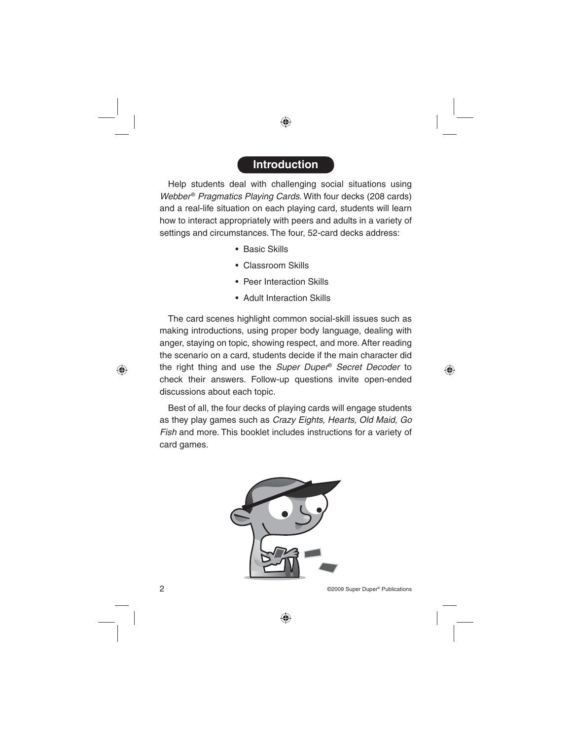## Introduction

Help students deal with challenging social situations using *Webber® Pragmatics Playing Cards*. With four decks (208 cards) and a real-life situation on each playing card, students will learn how to interact appropriately with peers and adults in a variety of settings and circumstances. The four, 52-card decks address:

- Basic Skills
- Classroom Skills
- Peer Interaction Skills
- Adult Interaction Skills

The card scenes highlight common social-skill issues such as making introductions, using proper body language, dealing with anger, staying on topic, showing respect, and more. After reading the scenario on a card, students decide if the main character did the right thing and use the *Super Duper® Secret Decoder* to check their answers. Follow-up questions invite open-ended discussions about each topic.

Best of all, the four decks of playing cards will engage students as they play games such as *Crazy Eights, Hearts, Old Maid, Go Fish* and more. This booklet includes instructions for a variety of card games.

©2009 Super Duper® Publications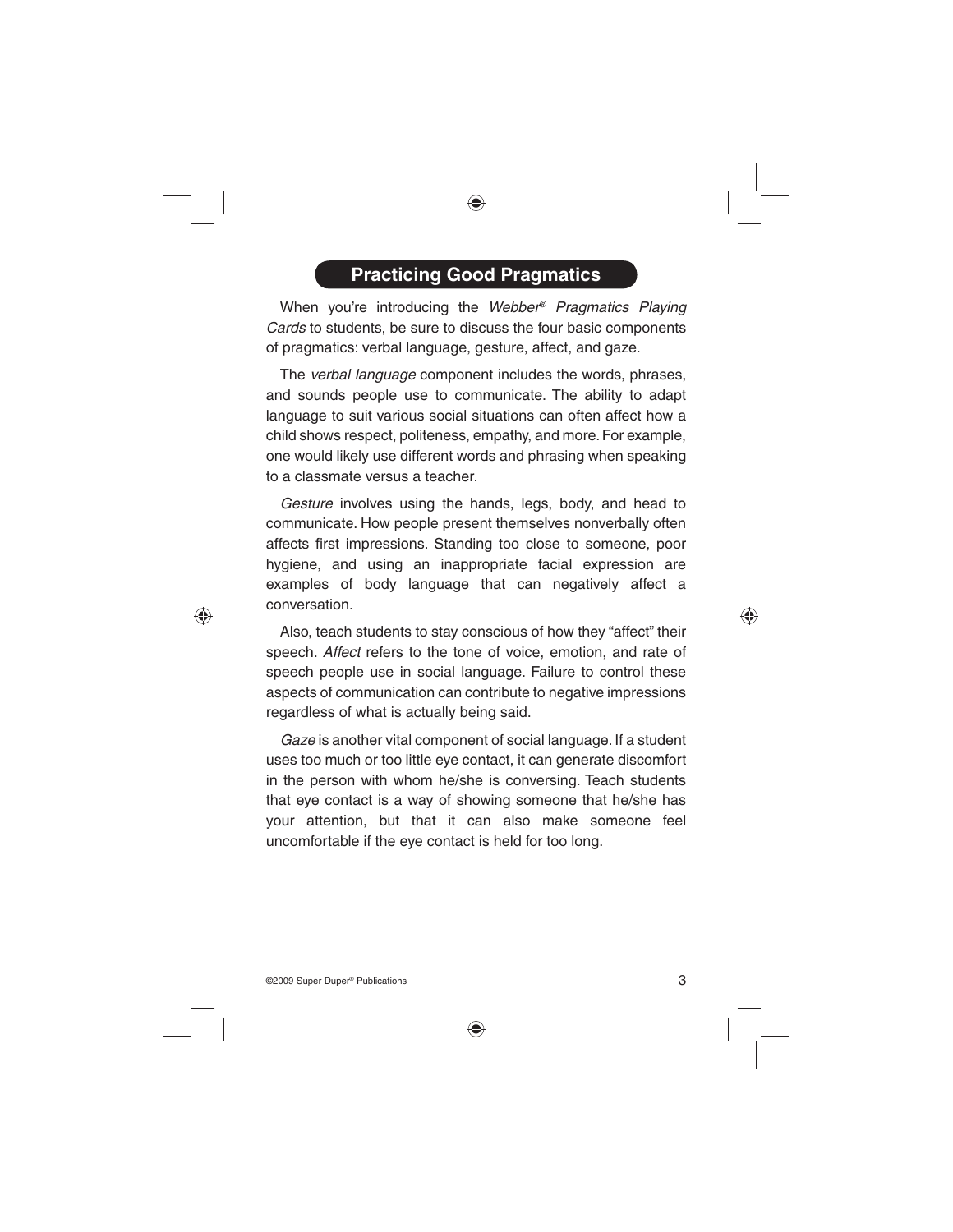## Practicing Good Pragmatics

When you're introducing the *Webber® Pragmatics Playing Cards* to students, be sure to discuss the four basic components of pragmatics: verbal language, gesture, affect, and gaze.

The *verbal language* component includes the words, phrases, and sounds people use to communicate. The ability to adapt language to suit various social situations can often affect how a child shows respect, politeness, empathy, and more. For example, one would likely use different words and phrasing when speaking to a classmate versus a teacher.

*Gesture* involves using the hands, legs, body, and head to communicate. How people present themselves nonverbally often affects first impressions. Standing too close to someone, poor hygiene, and using an inappropriate facial expression are examples of body language that can negatively affect a conversation.

Also, teach students to stay conscious of how they "affect" their speech. *Affect* refers to the tone of voice, emotion, and rate of speech people use in social language. Failure to control these aspects of communication can contribute to negative impressions regardless of what is actually being said.

*Gaze* is another vital component of social language. If a student uses too much or too little eye contact, it can generate discomfort in the person with whom he/she is conversing. Teach students that eye contact is a way of showing someone that he/she has your attention, but that it can also make someone feel uncomfortable if the eye contact is held for too long.

©2009 Super Duper® Publications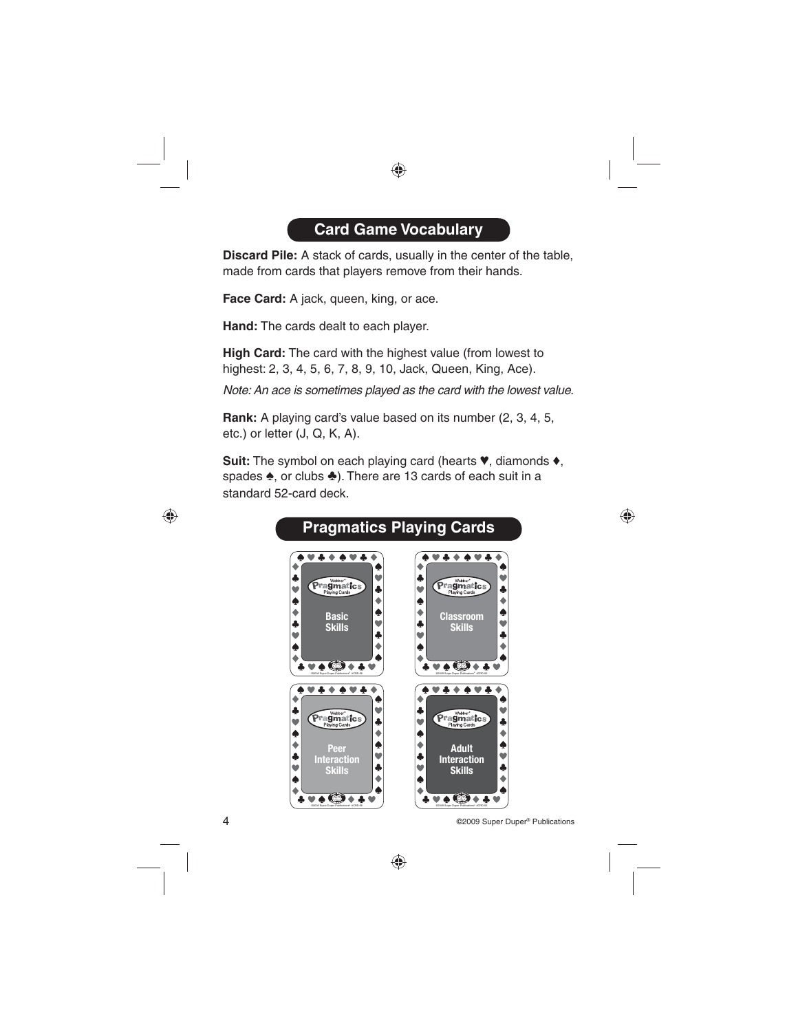## Card Game Vocabulary

**Discard Pile:** A stack of cards, usually in the center of the table, made from cards that players remove from their hands.

**Face Card:** A jack, queen, king, or ace.

**Hand:** The cards dealt to each player.

**High Card:** The card with the highest value (from lowest to highest: 2, 3, 4, 5, 6, 7, 8, 9, 10, Jack, Queen, King, Ace).

*Note: An ace is sometimes played as the card with the lowest value.*

**Rank:** A playing card's value based on its number (2, 3, 4, 5, etc.) or letter (J, Q, K, A).

**Suit:** The symbol on each playing card (hearts ♥, diamonds ♦, spades ♠, or clubs ♣). There are 13 cards of each suit in a standard 52-card deck.

## Pragmatics Playing Cards

Basic Skills

Classroom Skills

Peer Interaction Skills

Adult Interaction Skills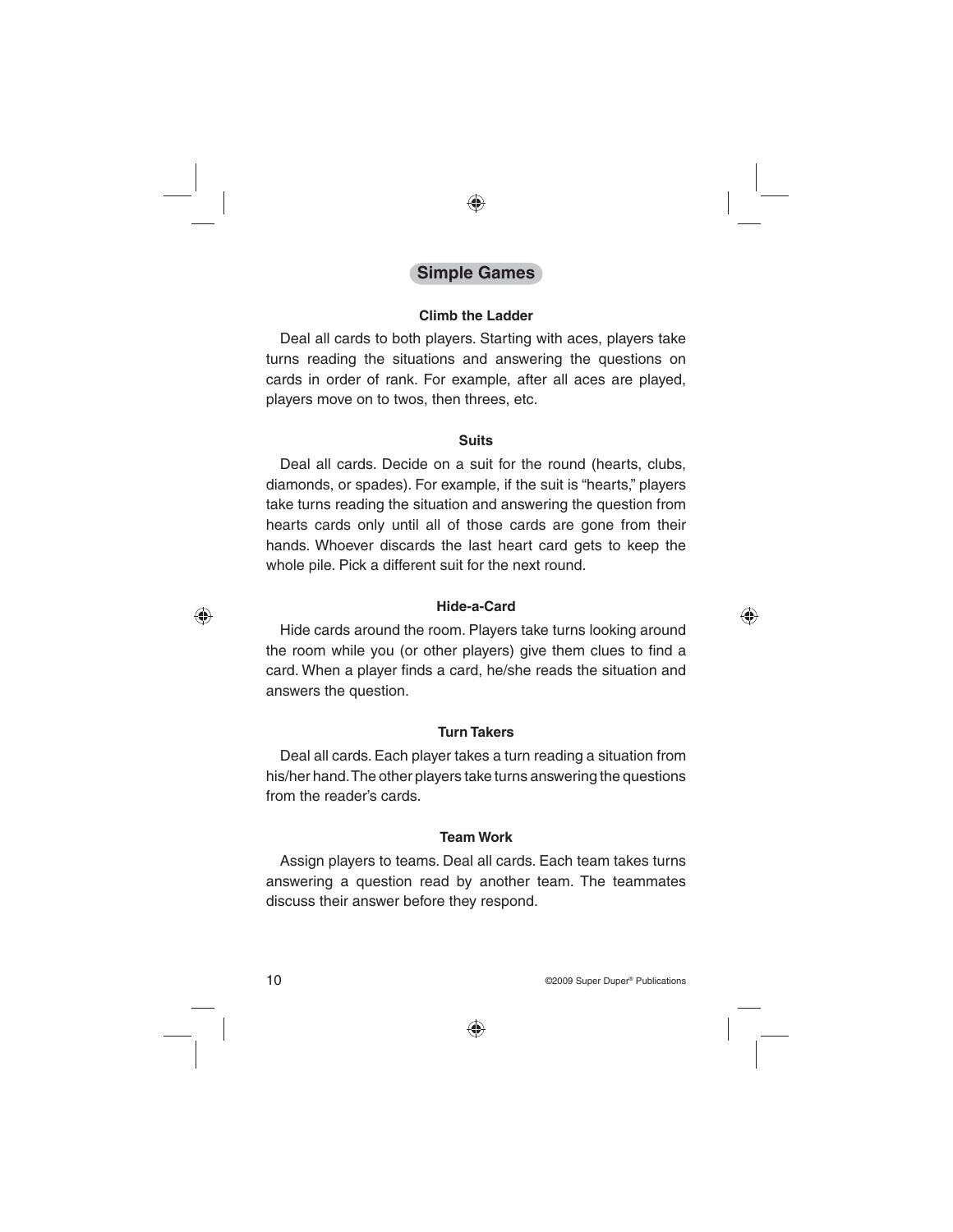## Simple Games

### Climb the Ladder

Deal all cards to both players. Starting with aces, players take turns reading the situations and answering the questions on cards in order of rank. For example, after all aces are played, players move on to twos, then threes, etc.

### Suits

Deal all cards. Decide on a suit for the round (hearts, clubs, diamonds, or spades). For example, if the suit is "hearts," players take turns reading the situation and answering the question from hearts cards only until all of those cards are gone from their hands. Whoever discards the last heart card gets to keep the whole pile. Pick a different suit for the next round.

### Hide-a-Card

Hide cards around the room. Players take turns looking around the room while you (or other players) give them clues to find a card. When a player finds a card, he/she reads the situation and answers the question.

### Turn Takers

Deal all cards. Each player takes a turn reading a situation from his/her hand. The other players take turns answering the questions from the reader's cards.

### Team Work

Assign players to teams. Deal all cards. Each team takes turns answering a question read by another team. The teammates discuss their answer before they respond.

©2009 Super Duper® Publications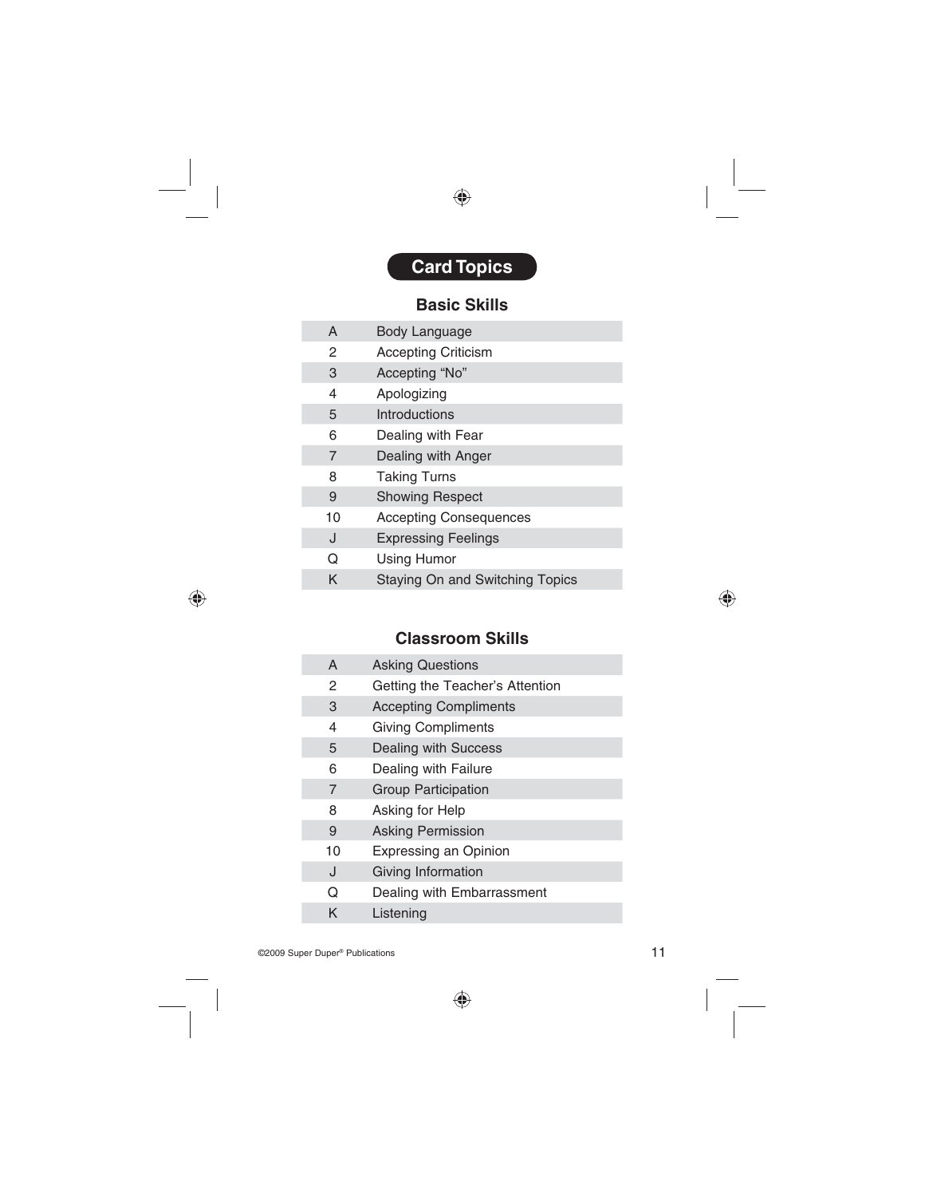# Card Topics

## Basic Skills

| | |
|---|---|
| A | Body Language |
| 2 | Accepting Criticism |
| 3 | Accepting "No" |
| 4 | Apologizing |
| 5 | Introductions |
| 6 | Dealing with Fear |
| 7 | Dealing with Anger |
| 8 | Taking Turns |
| 9 | Showing Respect |
| 10 | Accepting Consequences |
| J | Expressing Feelings |
| Q | Using Humor |
| K | Staying On and Switching Topics |

## Classroom Skills

| | |
|---|---|
| A | Asking Questions |
| 2 | Getting the Teacher's Attention |
| 3 | Accepting Compliments |
| 4 | Giving Compliments |
| 5 | Dealing with Success |
| 6 | Dealing with Failure |
| 7 | Group Participation |
| 8 | Asking for Help |
| 9 | Asking Permission |
| 10 | Expressing an Opinion |
| J | Giving Information |
| Q | Dealing with Embarrassment |
| K | Listening |

©2009 Super Duper® Publications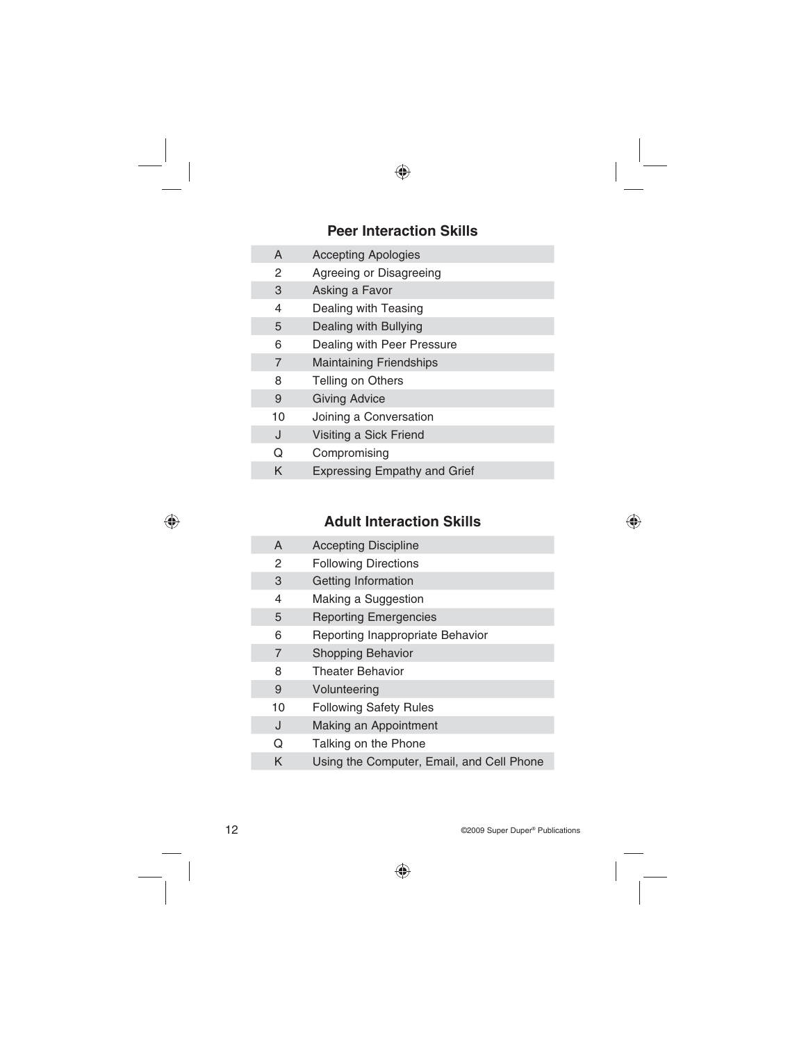## Peer Interaction Skills

| | |
|---|---|
| A | Accepting Apologies |
| 2 | Agreeing or Disagreeing |
| 3 | Asking a Favor |
| 4 | Dealing with Teasing |
| 5 | Dealing with Bullying |
| 6 | Dealing with Peer Pressure |
| 7 | Maintaining Friendships |
| 8 | Telling on Others |
| 9 | Giving Advice |
| 10 | Joining a Conversation |
| J | Visiting a Sick Friend |
| Q | Compromising |
| K | Expressing Empathy and Grief |

## Adult Interaction Skills

| | |
|---|---|
| A | Accepting Discipline |
| 2 | Following Directions |
| 3 | Getting Information |
| 4 | Making a Suggestion |
| 5 | Reporting Emergencies |
| 6 | Reporting Inappropriate Behavior |
| 7 | Shopping Behavior |
| 8 | Theater Behavior |
| 9 | Volunteering |
| 10 | Following Safety Rules |
| J | Making an Appointment |
| Q | Talking on the Phone |
| K | Using the Computer, Email, and Cell Phone |

©2009 Super Duper® Publications